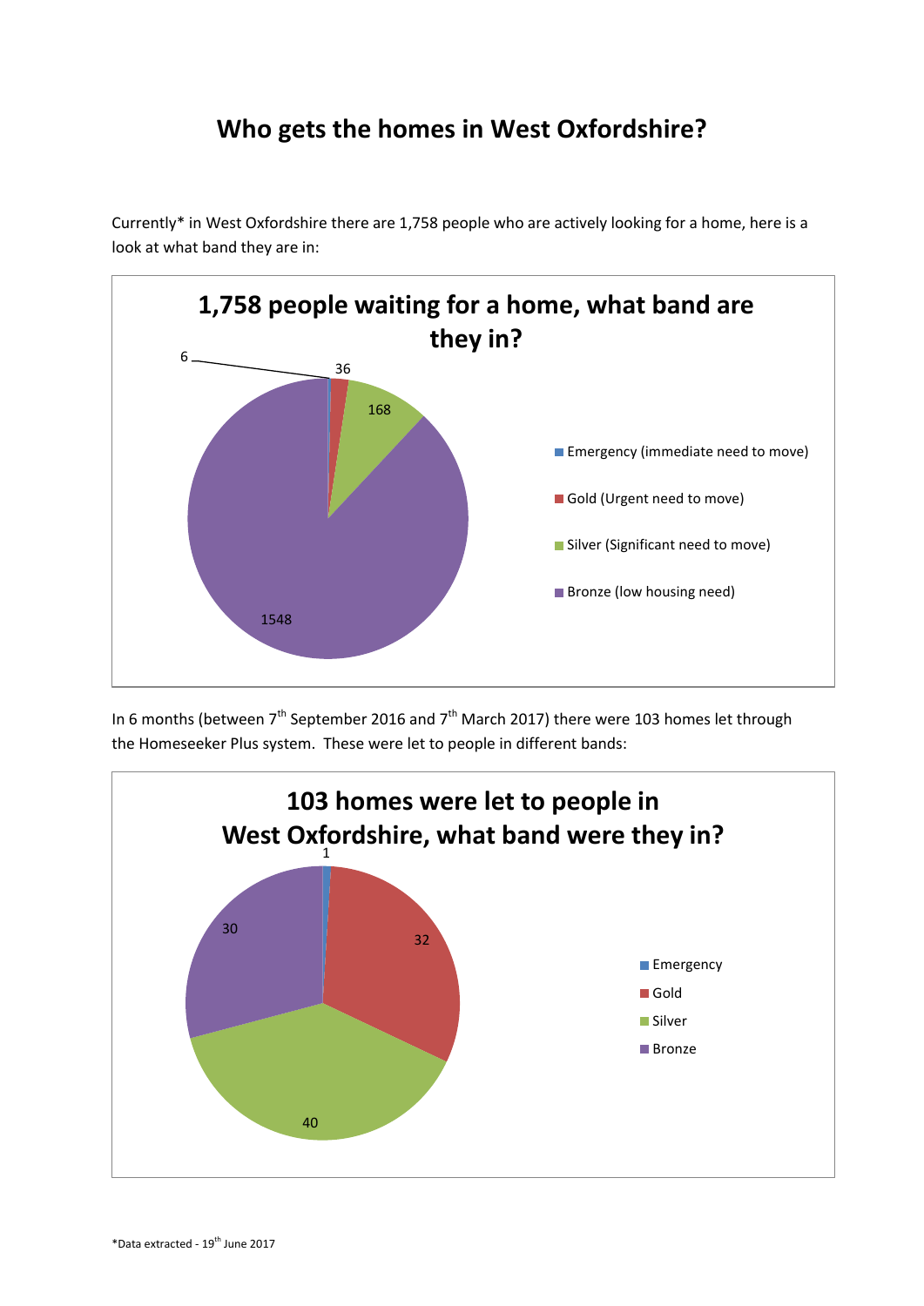# Who gets the homes in West Oxfordshire?

Currently* in West Oxfordshire there are 1,758 people who are actively looking for a home, here is a look at what band they are in:

**1,758 people waiting for a home, what band are they in?**

| Band | Number |
| --- | --- |
| Emergency (immediate need to move) | 6 |
| Gold (Urgent need to move) | 36 |
| Silver (Significant need to move) | 168 |
| Bronze (low housing need) | 1548 |

In 6 months (between 7th September 2016 and 7th March 2017) there were 103 homes let through the Homeseeker Plus system. These were let to people in different bands:

**103 homes were let to people in West Oxfordshire, what band were they in?**

| Band | Number |
| --- | --- |
| Emergency | 1 |
| Gold | 32 |
| Silver | 40 |
| Bronze | 30 |

*Data extracted - 19th June 2017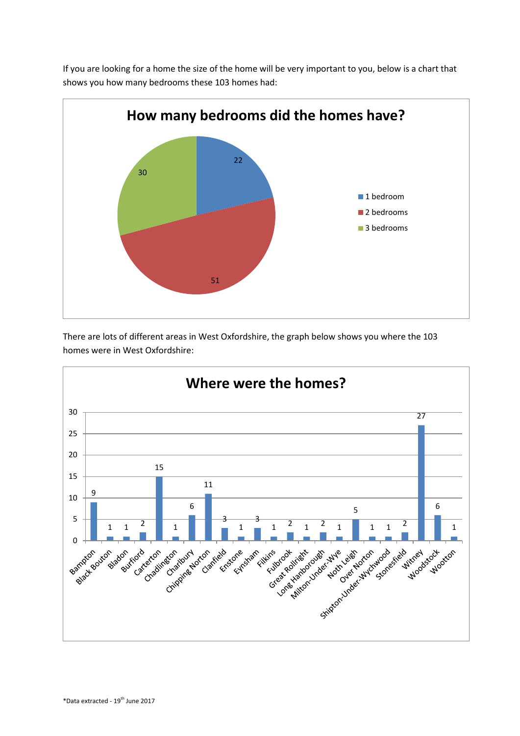If you are looking for a home the size of the home will be very important to you, below is a chart that shows you how many bedrooms these 103 homes had:

**How many bedrooms did the homes have?**

22

30

51

1 bedroom
2 bedrooms
3 bedrooms

There are lots of different areas in West Oxfordshire, the graph below shows you where the 103 homes were in West Oxfordshire:

**Where were the homes?**

30
25
20
15
10
5
0

9 1 1 2 15 1 6 11 3 1 3 1 2 1 2 1 5 1 1 2 27 6 1

Bampton
Black Bouton
Bladon
Burford
Carterton
Chadlington
Charlbury
Chipping Norton
Clanfield
Enstone
Eynsham
Filkins
Fulbrook
Great Rollright
Long Hanborough
Milton-Under-Wye
Noth Leigh
Over Norton
Shipton-Under-Wychwood
Stonesfield
Witney
Woodstock
Wootton

*Data extracted - 19th June 2017